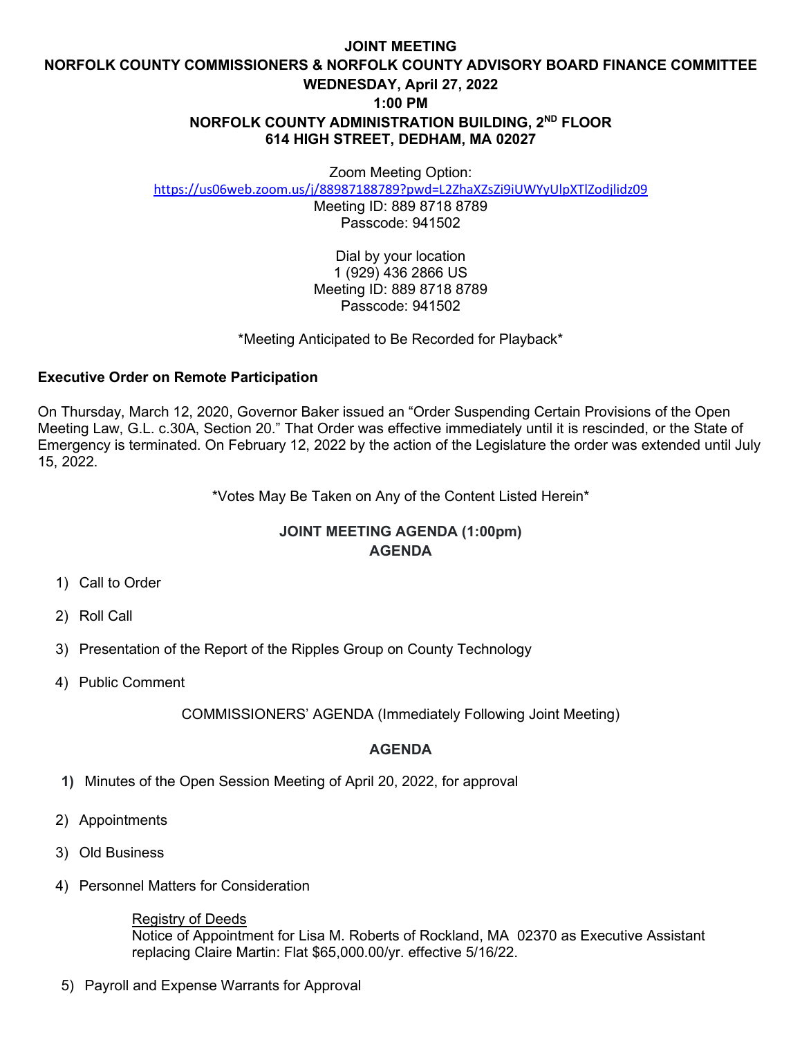**JOINT MEETING**
**NORFOLK COUNTY COMMISSIONERS & NORFOLK COUNTY ADVISORY BOARD FINANCE COMMITTEE**
**WEDNESDAY, April 27, 2022**
**1:00 PM**
**NORFOLK COUNTY ADMINISTRATION BUILDING, 2ND FLOOR**
**614 HIGH STREET, DEDHAM, MA 02027**

Zoom Meeting Option:
https://us06web.zoom.us/j/88987188789?pwd=L2ZhaXZsZi9iUWYyUlpXTlZodjlidz09
Meeting ID: 889 8718 8789
Passcode: 941502

Dial by your location
1 (929) 436 2866 US
Meeting ID: 889 8718 8789
Passcode: 941502

*Meeting Anticipated to Be Recorded for Playback*

**Executive Order on Remote Participation**

On Thursday, March 12, 2020, Governor Baker issued an "Order Suspending Certain Provisions of the Open Meeting Law, G.L. c.30A, Section 20." That Order was effective immediately until it is rescinded, or the State of Emergency is terminated. On February 12, 2022 by the action of the Legislature the order was extended until July 15, 2022.

*Votes May Be Taken on Any of the Content Listed Herein*

**JOINT MEETING AGENDA (1:00pm)**
**AGENDA**

1) Call to Order
2) Roll Call
3) Presentation of the Report of the Ripples Group on County Technology
4) Public Comment

COMMISSIONERS' AGENDA (Immediately Following Joint Meeting)

**AGENDA**

1) Minutes of the Open Session Meeting of April 20, 2022, for approval
2) Appointments
3) Old Business
4) Personnel Matters for Consideration

   Registry of Deeds
   Notice of Appointment for Lisa M. Roberts of Rockland, MA 02370 as Executive Assistant replacing Claire Martin: Flat $65,000.00/yr. effective 5/16/22.

5) Payroll and Expense Warrants for Approval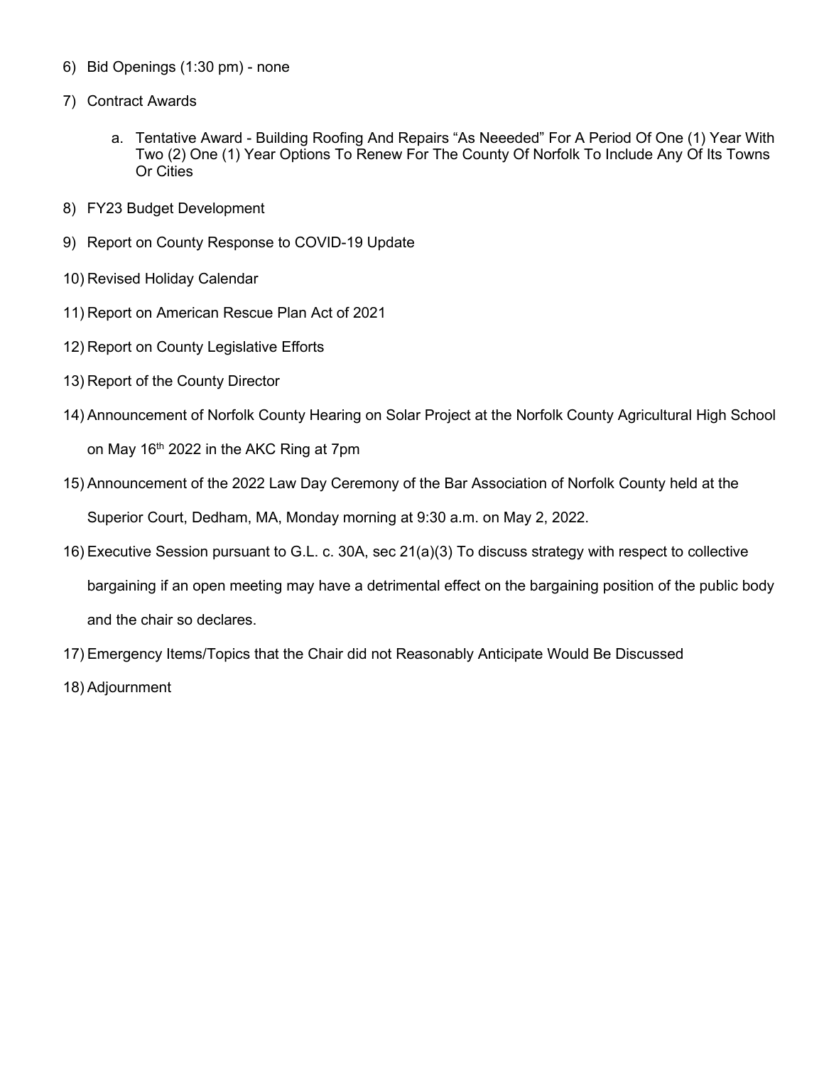6) Bid Openings (1:30 pm) - none

7) Contract Awards

    a. Tentative Award - Building Roofing And Repairs “As Neeeded” For A Period Of One (1) Year With Two (2) One (1) Year Options To Renew For The County Of Norfolk To Include Any Of Its Towns Or Cities

8) FY23 Budget Development

9) Report on County Response to COVID-19 Update

10) Revised Holiday Calendar

11) Report on American Rescue Plan Act of 2021

12) Report on County Legislative Efforts

13) Report of the County Director

14) Announcement of Norfolk County Hearing on Solar Project at the Norfolk County Agricultural High School on May 16th 2022 in the AKC Ring at 7pm

15) Announcement of the 2022 Law Day Ceremony of the Bar Association of Norfolk County held at the Superior Court, Dedham, MA, Monday morning at 9:30 a.m. on May 2, 2022.

16) Executive Session pursuant to G.L. c. 30A, sec 21(a)(3) To discuss strategy with respect to collective bargaining if an open meeting may have a detrimental effect on the bargaining position of the public body and the chair so declares.

17) Emergency Items/Topics that the Chair did not Reasonably Anticipate Would Be Discussed

18) Adjournment